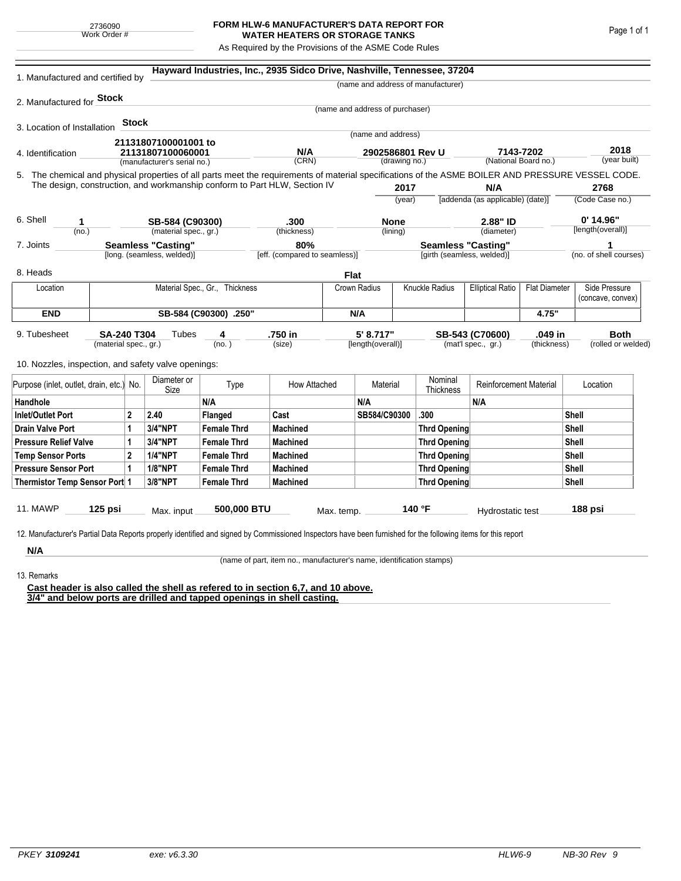2736090
Work Order #

# FORM HLW-6 MANUFACTURER'S DATA REPORT FOR WATER HEATERS OR STORAGE TANKS

As Required by the Provisions of the ASME Code Rules

1. Manufactured and certified by **Hayward Industries, Inc., 2935 Sidco Drive, Nashville, Tennessee, 37204**
(name and address of manufacturer)

2. Manufactured for **Stock**
(name and address of purchaser)

3. Location of Installation **Stock**
(name and address)

4. Identification **21131807100001001 to 21131807100060001** (manufacturer's serial no.) | **N/A** (CRN) | **2902586801 Rev U** (drawing no.) | **7143-7202** (National Board no.) | **2018** (year built)

5. The chemical and physical properties of all parts meet the requirements of material specifications of the ASME BOILER AND PRESSURE VESSEL CODE. The design, construction, and workmanship conform to Part HLW, Section IV **2017** (year) | **N/A** [addenda (as applicable) (date)] | **2768** (Code Case no.)

6. Shell **1** (no.) | **SB-584 (C90300)** (material spec., gr.) | **.300** (thickness) | **None** (lining) | **2.88" ID** (diameter) | **0' 14.96"** [length(overall)]

7. Joints **Seamless "Casting"** [long. (seamless, welded)] | **80%** [eff. (compared to seamless)] | **Seamless "Casting"** [girth (seamless, welded)] | **1** (no. of shell courses)

8. Heads **Flat**

| Location | Material Spec., Gr., Thickness | Crown Radius | Knuckle Radius | Elliptical Ratio | Flat Diameter | Side Pressure (concave, convex) |
|---|---|---|---|---|---|---|
| **END** | **SB-584 (C90300) .250"** | **N/A** | | | **4.75"** | |

9. Tubesheet **SA-240 T304** (material spec., gr.) Tubes **4** (no.) | **.750 in** (size) | **5' 8.717"** [length(overall)] | **SB-543 (C70600)** (mat'l spec., gr.) | **.049 in** (thickness) | **Both** (rolled or welded)

10. Nozzles, inspection, and safety valve openings:

| Purpose (inlet, outlet, drain, etc.) | No. | Diameter or Size | Type | How Attached | Material | Nominal Thickness | Reinforcement Material | Location |
|---|---|---|---|---|---|---|---|---|
| **Handhole** | | | **N/A** | | **N/A** | | **N/A** | |
| **Inlet/Outlet Port** | **2** | **2.40** | **Flanged** | **Cast** | **SB584/C90300** | **.300** | | **Shell** |
| **Drain Valve Port** | **1** | **3/4"NPT** | **Female Thrd** | **Machined** | | **Thrd Opening** | | **Shell** |
| **Pressure Relief Valve** | **1** | **3/4"NPT** | **Female Thrd** | **Machined** | | **Thrd Opening** | | **Shell** |
| **Temp Sensor Ports** | **2** | **1/4"NPT** | **Female Thrd** | **Machined** | | **Thrd Opening** | | **Shell** |
| **Pressure Sensor Port** | **1** | **1/8"NPT** | **Female Thrd** | **Machined** | | **Thrd Opening** | | **Shell** |
| **Thermistor Temp Sensor Port** | **1** | **3/8"NPT** | **Female Thrd** | **Machined** | | **Thrd Opening** | | **Shell** |

11. MAWP **125 psi** Max. input **500,000 BTU** Max. temp. **140 °F** Hydrostatic test **188 psi**

12. Manufacturer's Partial Data Reports properly identified and signed by Commissioned Inspectors have been furnished for the following items for this report

**N/A**
(name of part, item no., manufacturer's name, identification stamps)

13. Remarks

**Cast header is also called the shell as refered to in section 6,7, and 10 above.**
**3/4" and below ports are drilled and tapped openings in shell casting.**

PKEY *3109241* exe: v6.3.30 HLW6-9 NB-30 Rev 9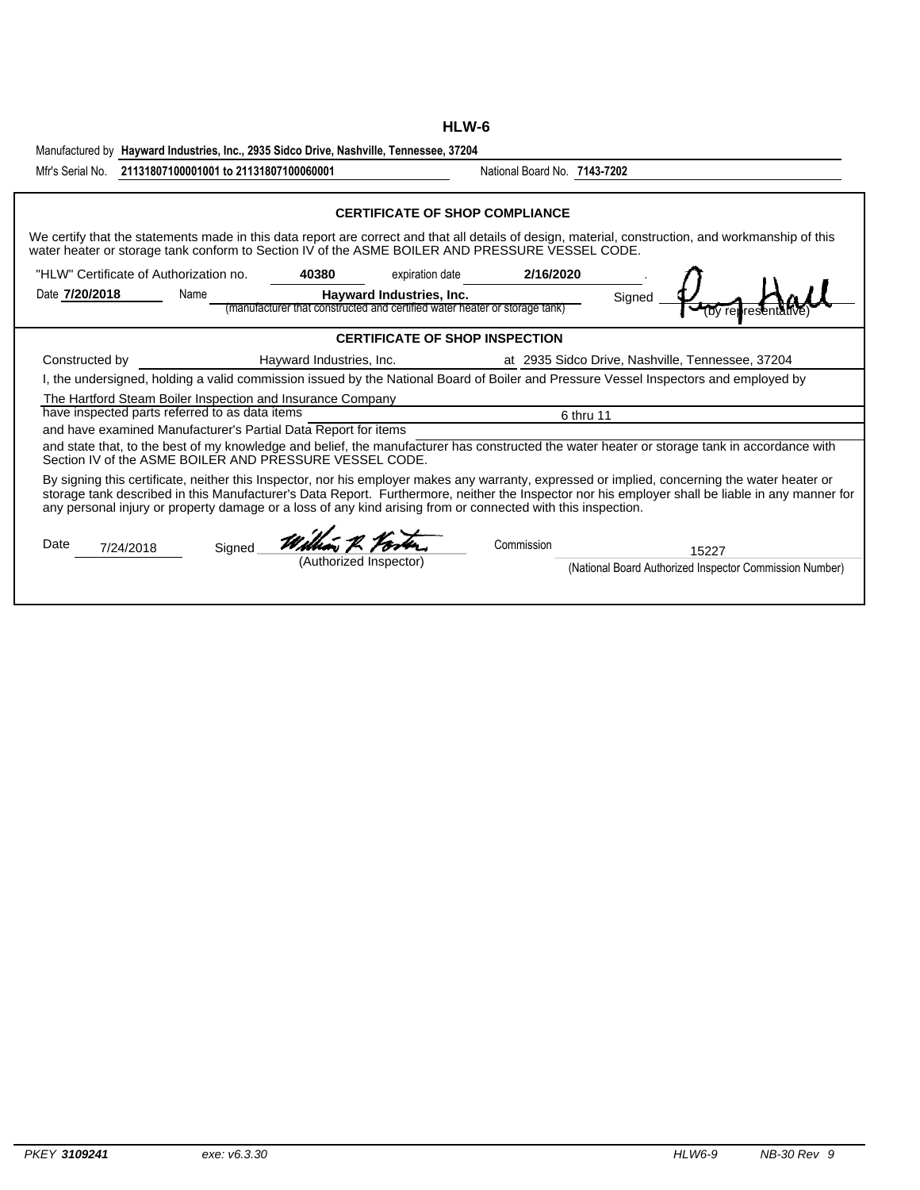# HLW-6

Manufactured by **Hayward Industries, Inc., 2935 Sidco Drive, Nashville, Tennessee, 37204**

Mfr's Serial No. **21131807100001001 to 21131807100060001** National Board No. **7143-7202**

## CERTIFICATE OF SHOP COMPLIANCE

We certify that the statements made in this data report are correct and that all details of design, material, construction, and workmanship of this water heater or storage tank conform to Section IV of the ASME BOILER AND PRESSURE VESSEL CODE.

"HLW" Certificate of Authorization no. **40380** expiration date **2/16/2020**.

Date **7/20/2018** Name **Hayward Industries, Inc.** (manufacturer that constructed and certified water heater or storage tank) Signed Perry Hall (by representative)

## CERTIFICATE OF SHOP INSPECTION

Constructed by Hayward Industries, Inc. at 2935 Sidco Drive, Nashville, Tennessee, 37204

I, the undersigned, holding a valid commission issued by the National Board of Boiler and Pressure Vessel Inspectors and employed by The Hartford Steam Boiler Inspection and Insurance Company

have inspected parts referred to as data items 6 thru 11

and have examined Manufacturer's Partial Data Report for items

and state that, to the best of my knowledge and belief, the manufacturer has constructed the water heater or storage tank in accordance with Section IV of the ASME BOILER AND PRESSURE VESSEL CODE.

By signing this certificate, neither this Inspector, nor his employer makes any warranty, expressed or implied, concerning the water heater or storage tank described in this Manufacturer's Data Report. Furthermore, neither the Inspector nor his employer shall be liable in any manner for any personal injury or property damage or a loss of any kind arising from or connected with this inspection.

Date 7/24/2018 Signed William R. Foster (Authorized Inspector) Commission 15227 (National Board Authorized Inspector Commission Number)

*PKEY 3109241* *exe: v6.3.30* *HLW6-9* *NB-30 Rev 9*